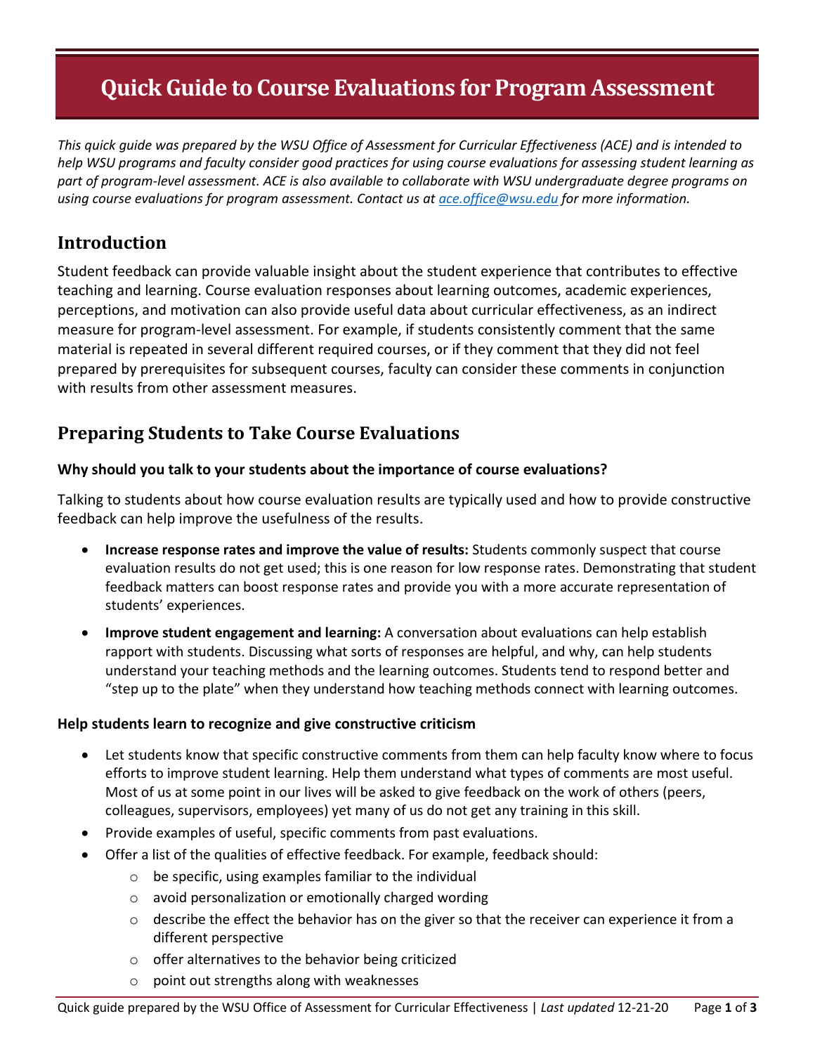# Quick Guide to Course Evaluations for Program Assessment

*This quick guide was prepared by the WSU Office of Assessment for Curricular Effectiveness (ACE) and is intended to help WSU programs and faculty consider good practices for using course evaluations for assessing student learning as part of program-level assessment. ACE is also available to collaborate with WSU undergraduate degree programs on using course evaluations for program assessment. Contact us at [ace.office@wsu.edu](mailto:ace.office@wsu.edu) for more information.*

## Introduction

Student feedback can provide valuable insight about the student experience that contributes to effective teaching and learning. Course evaluation responses about learning outcomes, academic experiences, perceptions, and motivation can also provide useful data about curricular effectiveness, as an indirect measure for program-level assessment. For example, if students consistently comment that the same material is repeated in several different required courses, or if they comment that they did not feel prepared by prerequisites for subsequent courses, faculty can consider these comments in conjunction with results from other assessment measures.

## Preparing Students to Take Course Evaluations

### Why should you talk to your students about the importance of course evaluations?

Talking to students about how course evaluation results are typically used and how to provide constructive feedback can help improve the usefulness of the results.

- **Increase response rates and improve the value of results:** Students commonly suspect that course evaluation results do not get used; this is one reason for low response rates. Demonstrating that student feedback matters can boost response rates and provide you with a more accurate representation of students' experiences.
- **Improve student engagement and learning:** A conversation about evaluations can help establish rapport with students. Discussing what sorts of responses are helpful, and why, can help students understand your teaching methods and the learning outcomes. Students tend to respond better and "step up to the plate" when they understand how teaching methods connect with learning outcomes.

### Help students learn to recognize and give constructive criticism

- Let students know that specific constructive comments from them can help faculty know where to focus efforts to improve student learning. Help them understand what types of comments are most useful. Most of us at some point in our lives will be asked to give feedback on the work of others (peers, colleagues, supervisors, employees) yet many of us do not get any training in this skill.
- Provide examples of useful, specific comments from past evaluations.
- Offer a list of the qualities of effective feedback. For example, feedback should:
  - be specific, using examples familiar to the individual
  - avoid personalization or emotionally charged wording
  - describe the effect the behavior has on the giver so that the receiver can experience it from a different perspective
  - offer alternatives to the behavior being criticized
  - point out strengths along with weaknesses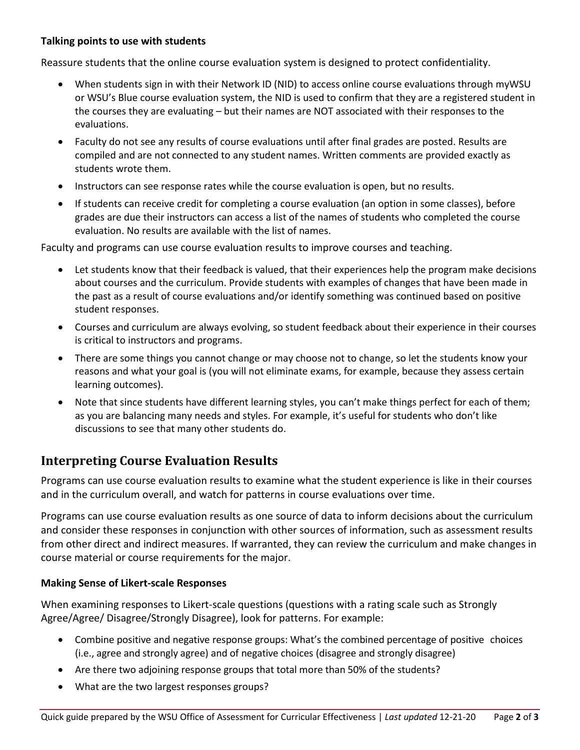**Talking points to use with students**

Reassure students that the online course evaluation system is designed to protect confidentiality.

- When students sign in with their Network ID (NID) to access online course evaluations through myWSU or WSU's Blue course evaluation system, the NID is used to confirm that they are a registered student in the courses they are evaluating – but their names are NOT associated with their responses to the evaluations.
- Faculty do not see any results of course evaluations until after final grades are posted. Results are compiled and are not connected to any student names. Written comments are provided exactly as students wrote them.
- Instructors can see response rates while the course evaluation is open, but no results.
- If students can receive credit for completing a course evaluation (an option in some classes), before grades are due their instructors can access a list of the names of students who completed the course evaluation. No results are available with the list of names.

Faculty and programs can use course evaluation results to improve courses and teaching.

- Let students know that their feedback is valued, that their experiences help the program make decisions about courses and the curriculum. Provide students with examples of changes that have been made in the past as a result of course evaluations and/or identify something was continued based on positive student responses.
- Courses and curriculum are always evolving, so student feedback about their experience in their courses is critical to instructors and programs.
- There are some things you cannot change or may choose not to change, so let the students know your reasons and what your goal is (you will not eliminate exams, for example, because they assess certain learning outcomes).
- Note that since students have different learning styles, you can't make things perfect for each of them; as you are balancing many needs and styles. For example, it's useful for students who don't like discussions to see that many other students do.

## Interpreting Course Evaluation Results

Programs can use course evaluation results to examine what the student experience is like in their courses and in the curriculum overall, and watch for patterns in course evaluations over time.

Programs can use course evaluation results as one source of data to inform decisions about the curriculum and consider these responses in conjunction with other sources of information, such as assessment results from other direct and indirect measures. If warranted, they can review the curriculum and make changes in course material or course requirements for the major.

**Making Sense of Likert-scale Responses**

When examining responses to Likert-scale questions (questions with a rating scale such as Strongly Agree/Agree/ Disagree/Strongly Disagree), look for patterns. For example:

- Combine positive and negative response groups: What's the combined percentage of positive choices (i.e., agree and strongly agree) and of negative choices (disagree and strongly disagree)
- Are there two adjoining response groups that total more than 50% of the students?
- What are the two largest responses groups?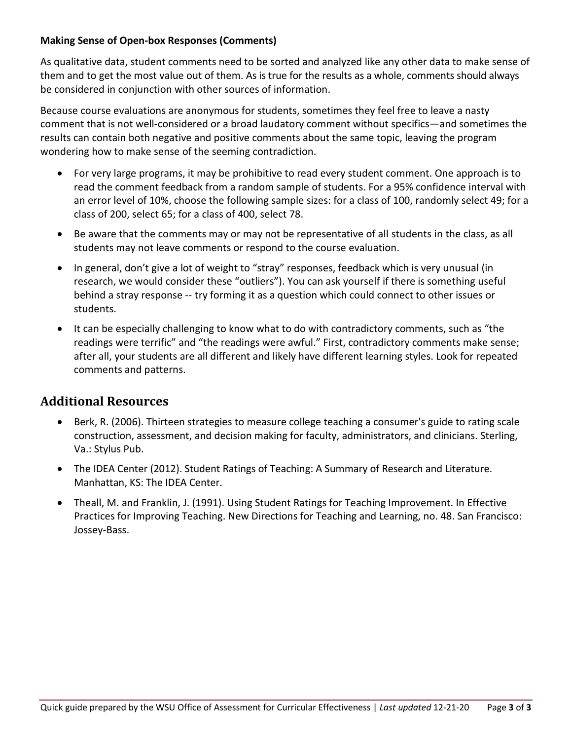**Making Sense of Open-box Responses (Comments)**

As qualitative data, student comments need to be sorted and analyzed like any other data to make sense of them and to get the most value out of them. As is true for the results as a whole, comments should always be considered in conjunction with other sources of information.

Because course evaluations are anonymous for students, sometimes they feel free to leave a nasty comment that is not well-considered or a broad laudatory comment without specifics—and sometimes the results can contain both negative and positive comments about the same topic, leaving the program wondering how to make sense of the seeming contradiction.

- For very large programs, it may be prohibitive to read every student comment. One approach is to read the comment feedback from a random sample of students. For a 95% confidence interval with an error level of 10%, choose the following sample sizes: for a class of 100, randomly select 49; for a class of 200, select 65; for a class of 400, select 78.
- Be aware that the comments may or may not be representative of all students in the class, as all students may not leave comments or respond to the course evaluation.
- In general, don't give a lot of weight to "stray" responses, feedback which is very unusual (in research, we would consider these "outliers"). You can ask yourself if there is something useful behind a stray response -- try forming it as a question which could connect to other issues or students.
- It can be especially challenging to know what to do with contradictory comments, such as "the readings were terrific" and "the readings were awful." First, contradictory comments make sense; after all, your students are all different and likely have different learning styles. Look for repeated comments and patterns.

## Additional Resources

- Berk, R. (2006). Thirteen strategies to measure college teaching a consumer's guide to rating scale construction, assessment, and decision making for faculty, administrators, and clinicians. Sterling, Va.: Stylus Pub.
- The IDEA Center (2012). Student Ratings of Teaching: A Summary of Research and Literature. Manhattan, KS: The IDEA Center.
- Theall, M. and Franklin, J. (1991). Using Student Ratings for Teaching Improvement. In Effective Practices for Improving Teaching. New Directions for Teaching and Learning, no. 48. San Francisco: Jossey-Bass.